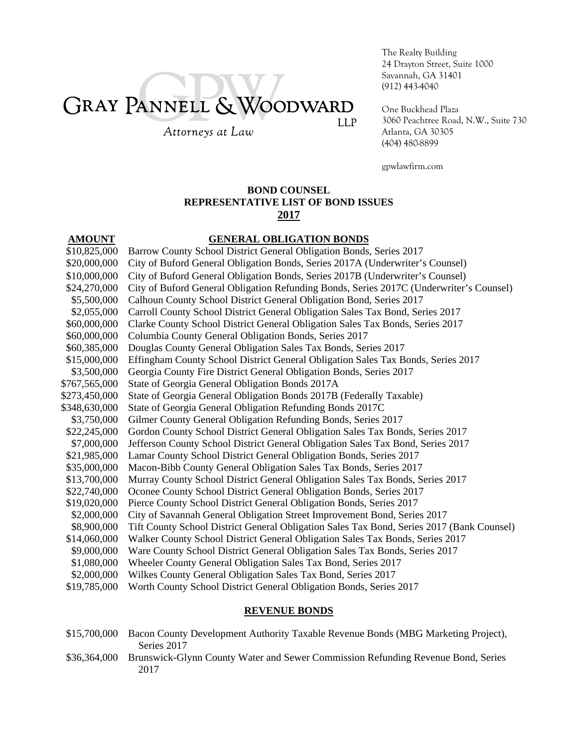GRAY PANNELL & WOODWARD LLP

*Attorneys at Law*

The Realty Building
24 Drayton Street, Suite 1000
Savannah, GA 31401
(912) 443-4040

One Buckhead Plaza
3060 Peachtree Road, N.W., Suite 730
Atlanta, GA 30305
(404) 480-8899

gpwlawfirm.com

## BOND COUNSEL
## REPRESENTATIVE LIST OF BOND ISSUES
## 2017

| AMOUNT | GENERAL OBLIGATION BONDS |
|---|---|
| $10,825,000 | Barrow County School District General Obligation Bonds, Series 2017 |
| $20,000,000 | City of Buford General Obligation Bonds, Series 2017A (Underwriter's Counsel) |
| $10,000,000 | City of Buford General Obligation Bonds, Series 2017B (Underwriter's Counsel) |
| $24,270,000 | City of Buford General Obligation Refunding Bonds, Series 2017C (Underwriter's Counsel) |
| $5,500,000 | Calhoun County School District General Obligation Bond, Series 2017 |
| $2,055,000 | Carroll County School District General Obligation Sales Tax Bond, Series 2017 |
| $60,000,000 | Clarke County School District General Obligation Sales Tax Bonds, Series 2017 |
| $60,000,000 | Columbia County General Obligation Bonds, Series 2017 |
| $60,385,000 | Douglas County General Obligation Sales Tax Bonds, Series 2017 |
| $15,000,000 | Effingham County School District General Obligation Sales Tax Bonds, Series 2017 |
| $3,500,000 | Georgia County Fire District General Obligation Bonds, Series 2017 |
| $767,565,000 | State of Georgia General Obligation Bonds 2017A |
| $273,450,000 | State of Georgia General Obligation Bonds 2017B (Federally Taxable) |
| $348,630,000 | State of Georgia General Obligation Refunding Bonds 2017C |
| $3,750,000 | Gilmer County General Obligation Refunding Bonds, Series 2017 |
| $22,245,000 | Gordon County School District General Obligation Sales Tax Bonds, Series 2017 |
| $7,000,000 | Jefferson County School District General Obligation Sales Tax Bond, Series 2017 |
| $21,985,000 | Lamar County School District General Obligation Bonds, Series 2017 |
| $35,000,000 | Macon-Bibb County General Obligation Sales Tax Bonds, Series 2017 |
| $13,700,000 | Murray County School District General Obligation Sales Tax Bonds, Series 2017 |
| $22,740,000 | Oconee County School District General Obligation Bonds, Series 2017 |
| $19,020,000 | Pierce County School District General Obligation Bonds, Series 2017 |
| $2,000,000 | City of Savannah General Obligation Street Improvement Bond, Series 2017 |
| $8,900,000 | Tift County School District General Obligation Sales Tax Bond, Series 2017 (Bank Counsel) |
| $14,060,000 | Walker County School District General Obligation Sales Tax Bonds, Series 2017 |
| $9,000,000 | Ware County School District General Obligation Sales Tax Bonds, Series 2017 |
| $1,080,000 | Wheeler County General Obligation Sales Tax Bond, Series 2017 |
| $2,000,000 | Wilkes County General Obligation Sales Tax Bond, Series 2017 |
| $19,785,000 | Worth County School District General Obligation Bonds, Series 2017 |

### REVENUE BONDS

| AMOUNT | REVENUE BONDS |
|---|---|
| $15,700,000 | Bacon County Development Authority Taxable Revenue Bonds (MBG Marketing Project), Series 2017 |
| $36,364,000 | Brunswick-Glynn County Water and Sewer Commission Refunding Revenue Bond, Series 2017 |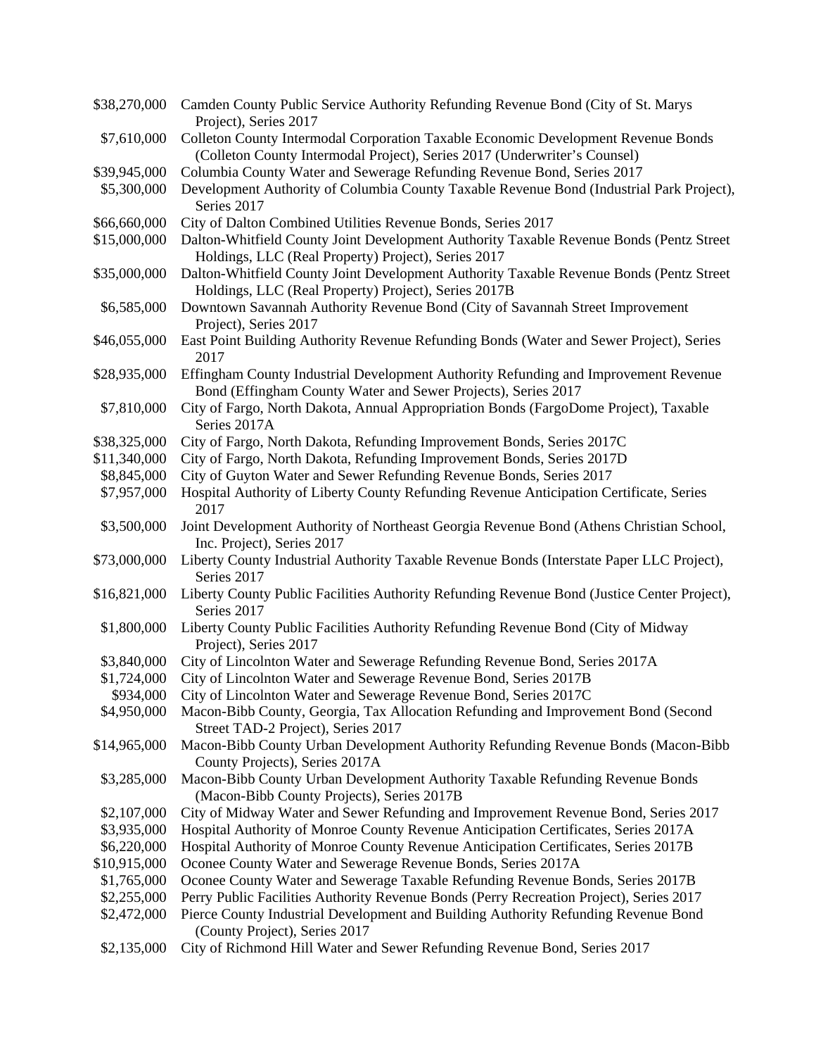| | |
|---|---|
| $38,270,000 | Camden County Public Service Authority Refunding Revenue Bond (City of St. Marys Project), Series 2017 |
| $7,610,000 | Colleton County Intermodal Corporation Taxable Economic Development Revenue Bonds (Colleton County Intermodal Project), Series 2017 (Underwriter's Counsel) |
| $39,945,000 | Columbia County Water and Sewerage Refunding Revenue Bond, Series 2017 |
| $5,300,000 | Development Authority of Columbia County Taxable Revenue Bond (Industrial Park Project), Series 2017 |
| $66,660,000 | City of Dalton Combined Utilities Revenue Bonds, Series 2017 |
| $15,000,000 | Dalton-Whitfield County Joint Development Authority Taxable Revenue Bonds (Pentz Street Holdings, LLC (Real Property) Project), Series 2017 |
| $35,000,000 | Dalton-Whitfield County Joint Development Authority Taxable Revenue Bonds (Pentz Street Holdings, LLC (Real Property) Project), Series 2017B |
| $6,585,000 | Downtown Savannah Authority Revenue Bond (City of Savannah Street Improvement Project), Series 2017 |
| $46,055,000 | East Point Building Authority Revenue Refunding Bonds (Water and Sewer Project), Series 2017 |
| $28,935,000 | Effingham County Industrial Development Authority Refunding and Improvement Revenue Bond (Effingham County Water and Sewer Projects), Series 2017 |
| $7,810,000 | City of Fargo, North Dakota, Annual Appropriation Bonds (FargoDome Project), Taxable Series 2017A |
| $38,325,000 | City of Fargo, North Dakota, Refunding Improvement Bonds, Series 2017C |
| $11,340,000 | City of Fargo, North Dakota, Refunding Improvement Bonds, Series 2017D |
| $8,845,000 | City of Guyton Water and Sewer Refunding Revenue Bonds, Series 2017 |
| $7,957,000 | Hospital Authority of Liberty County Refunding Revenue Anticipation Certificate, Series 2017 |
| $3,500,000 | Joint Development Authority of Northeast Georgia Revenue Bond (Athens Christian School, Inc. Project), Series 2017 |
| $73,000,000 | Liberty County Industrial Authority Taxable Revenue Bonds (Interstate Paper LLC Project), Series 2017 |
| $16,821,000 | Liberty County Public Facilities Authority Refunding Revenue Bond (Justice Center Project), Series 2017 |
| $1,800,000 | Liberty County Public Facilities Authority Refunding Revenue Bond (City of Midway Project), Series 2017 |
| $3,840,000 | City of Lincolnton Water and Sewerage Refunding Revenue Bond, Series 2017A |
| $1,724,000 | City of Lincolnton Water and Sewerage Revenue Bond, Series 2017B |
| $934,000 | City of Lincolnton Water and Sewerage Revenue Bond, Series 2017C |
| $4,950,000 | Macon-Bibb County, Georgia, Tax Allocation Refunding and Improvement Bond (Second Street TAD-2 Project), Series 2017 |
| $14,965,000 | Macon-Bibb County Urban Development Authority Refunding Revenue Bonds (Macon-Bibb County Projects), Series 2017A |
| $3,285,000 | Macon-Bibb County Urban Development Authority Taxable Refunding Revenue Bonds (Macon-Bibb County Projects), Series 2017B |
| $2,107,000 | City of Midway Water and Sewer Refunding and Improvement Revenue Bond, Series 2017 |
| $3,935,000 | Hospital Authority of Monroe County Revenue Anticipation Certificates, Series 2017A |
| $6,220,000 | Hospital Authority of Monroe County Revenue Anticipation Certificates, Series 2017B |
| $10,915,000 | Oconee County Water and Sewerage Revenue Bonds, Series 2017A |
| $1,765,000 | Oconee County Water and Sewerage Taxable Refunding Revenue Bonds, Series 2017B |
| $2,255,000 | Perry Public Facilities Authority Revenue Bonds (Perry Recreation Project), Series 2017 |
| $2,472,000 | Pierce County Industrial Development and Building Authority Refunding Revenue Bond (County Project), Series 2017 |
| $2,135,000 | City of Richmond Hill Water and Sewer Refunding Revenue Bond, Series 2017 |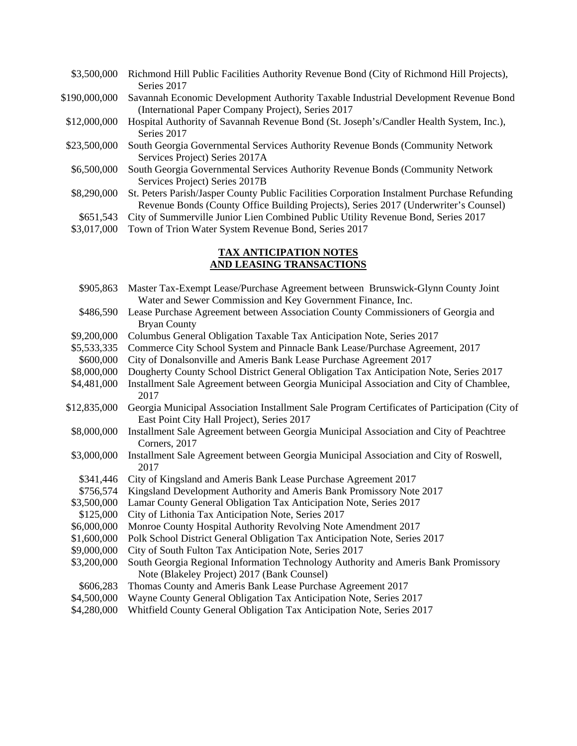| | |
|---|---|
| \$3,500,000 | Richmond Hill Public Facilities Authority Revenue Bond (City of Richmond Hill Projects), Series 2017 |
| \$190,000,000 | Savannah Economic Development Authority Taxable Industrial Development Revenue Bond (International Paper Company Project), Series 2017 |
| \$12,000,000 | Hospital Authority of Savannah Revenue Bond (St. Joseph's/Candler Health System, Inc.), Series 2017 |
| \$23,500,000 | South Georgia Governmental Services Authority Revenue Bonds (Community Network Services Project) Series 2017A |
| \$6,500,000 | South Georgia Governmental Services Authority Revenue Bonds (Community Network Services Project) Series 2017B |
| \$8,290,000 | St. Peters Parish/Jasper County Public Facilities Corporation Instalment Purchase Refunding Revenue Bonds (County Office Building Projects), Series 2017 (Underwriter's Counsel) |
| \$651,543 | City of Summerville Junior Lien Combined Public Utility Revenue Bond, Series 2017 |
| \$3,017,000 | Town of Trion Water System Revenue Bond, Series 2017 |

## TAX ANTICIPATION NOTES AND LEASING TRANSACTIONS

| | |
|---|---|
| \$905,863 | Master Tax-Exempt Lease/Purchase Agreement between Brunswick-Glynn County Joint Water and Sewer Commission and Key Government Finance, Inc. |
| \$486,590 | Lease Purchase Agreement between Association County Commissioners of Georgia and Bryan County |
| \$9,200,000 | Columbus General Obligation Taxable Tax Anticipation Note, Series 2017 |
| \$5,533,335 | Commerce City School System and Pinnacle Bank Lease/Purchase Agreement, 2017 |
| \$600,000 | City of Donalsonville and Ameris Bank Lease Purchase Agreement 2017 |
| \$8,000,000 | Dougherty County School District General Obligation Tax Anticipation Note, Series 2017 |
| \$4,481,000 | Installment Sale Agreement between Georgia Municipal Association and City of Chamblee, 2017 |
| \$12,835,000 | Georgia Municipal Association Installment Sale Program Certificates of Participation (City of East Point City Hall Project), Series 2017 |
| \$8,000,000 | Installment Sale Agreement between Georgia Municipal Association and City of Peachtree Corners, 2017 |
| \$3,000,000 | Installment Sale Agreement between Georgia Municipal Association and City of Roswell, 2017 |
| \$341,446 | City of Kingsland and Ameris Bank Lease Purchase Agreement 2017 |
| \$756,574 | Kingsland Development Authority and Ameris Bank Promissory Note 2017 |
| \$3,500,000 | Lamar County General Obligation Tax Anticipation Note, Series 2017 |
| \$125,000 | City of Lithonia Tax Anticipation Note, Series 2017 |
| \$6,000,000 | Monroe County Hospital Authority Revolving Note Amendment 2017 |
| \$1,600,000 | Polk School District General Obligation Tax Anticipation Note, Series 2017 |
| \$9,000,000 | City of South Fulton Tax Anticipation Note, Series 2017 |
| \$3,200,000 | South Georgia Regional Information Technology Authority and Ameris Bank Promissory Note (Blakeley Project) 2017 (Bank Counsel) |
| \$606,283 | Thomas County and Ameris Bank Lease Purchase Agreement 2017 |
| \$4,500,000 | Wayne County General Obligation Tax Anticipation Note, Series 2017 |
| \$4,280,000 | Whitfield County General Obligation Tax Anticipation Note, Series 2017 |